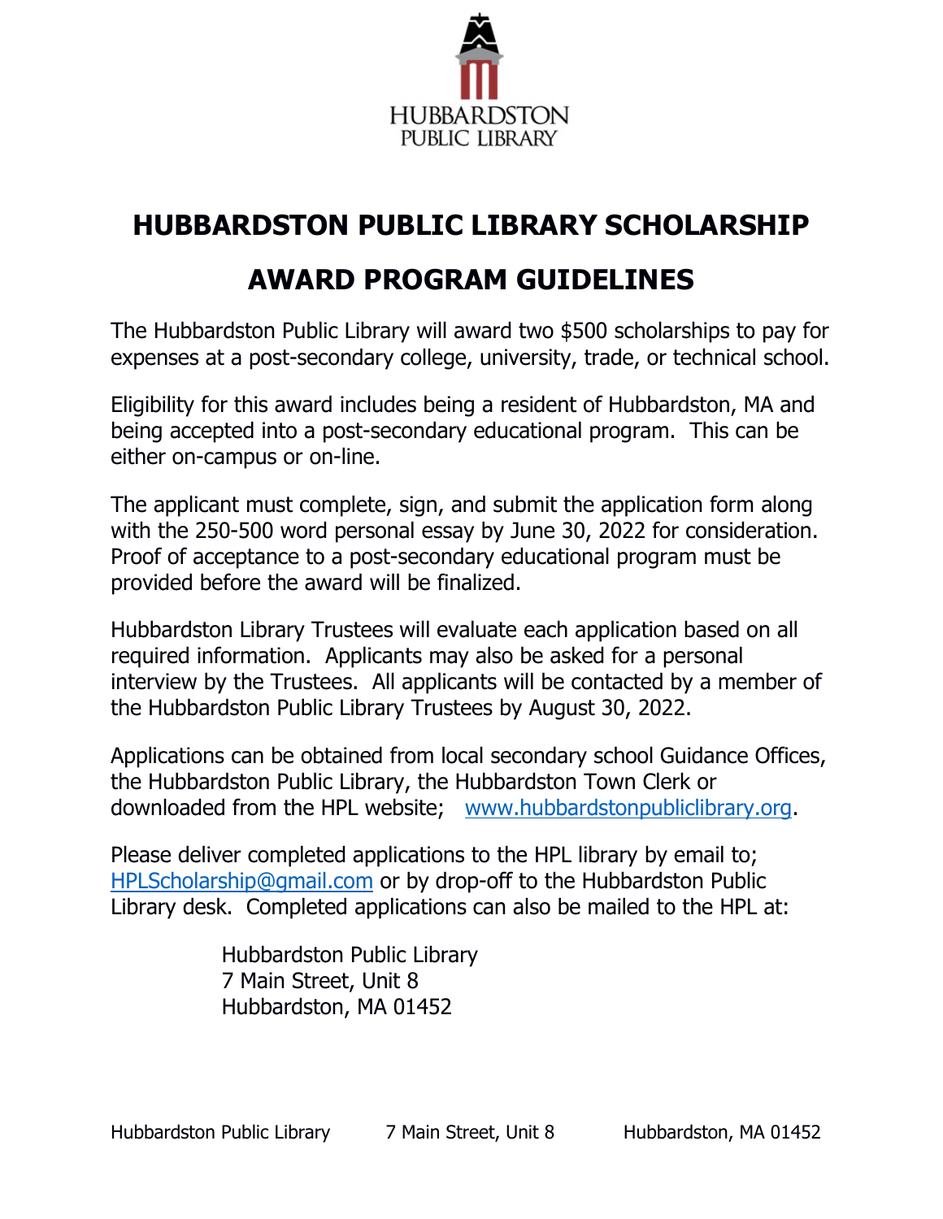# HUBBARDSTON PUBLIC LIBRARY SCHOLARSHIP

# AWARD PROGRAM GUIDELINES

The Hubbardston Public Library will award two $500 scholarships to pay for expenses at a post-secondary college, university, trade, or technical school.

Eligibility for this award includes being a resident of Hubbardston, MA and being accepted into a post-secondary educational program. This can be either on-campus or on-line.

The applicant must complete, sign, and submit the application form along with the 250-500 word personal essay by June 30, 2022 for consideration. Proof of acceptance to a post-secondary educational program must be provided before the award will be finalized.

Hubbardston Library Trustees will evaluate each application based on all required information. Applicants may also be asked for a personal interview by the Trustees. All applicants will be contacted by a member of the Hubbardston Public Library Trustees by August 30, 2022.

Applications can be obtained from local secondary school Guidance Offices, the Hubbardston Public Library, the Hubbardston Town Clerk or downloaded from the HPL website; [www.hubbardstonpubliclibrary.org](http://www.hubbardstonpubliclibrary.org).

Please deliver completed applications to the HPL library by email to; [HPLScholarship@gmail.com](mailto:HPLScholarship@gmail.com) or by drop-off to the Hubbardston Public Library desk. Completed applications can also be mailed to the HPL at:

Hubbardston Public Library
7 Main Street, Unit 8
Hubbardston, MA 01452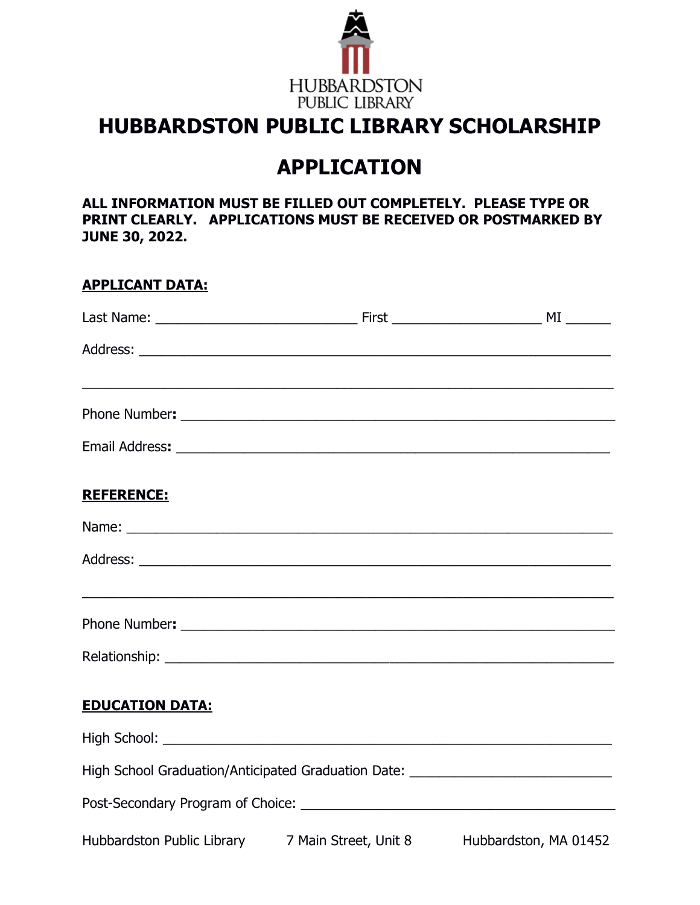HUBBARDSTON PUBLIC LIBRARY

# HUBBARDSTON PUBLIC LIBRARY SCHOLARSHIP

# APPLICATION

**ALL INFORMATION MUST BE FILLED OUT COMPLETELY. PLEASE TYPE OR PRINT CLEARLY. APPLICATIONS MUST BE RECEIVED OR POSTMARKED BY JUNE 30, 2022.**

**APPLICANT DATA:**

Last Name: ___________________________ First ____________________ MI ______

Address: ________________________________________________________________

_______________________________________________________________________

Phone Number**:** _________________________________________________________

Email Address**:** ________________________________________________________

**REFERENCE:**

Name: __________________________________________________________________

Address: ________________________________________________________________

_______________________________________________________________________

Phone Number**:** _________________________________________________________

Relationship: ____________________________________________________________

**EDUCATION DATA:**

High School: _____________________________________________________________

High School Graduation/Anticipated Graduation Date: ___________________________

Post-Secondary Program of Choice: __________________________________________

Hubbardston Public Library 7 Main Street, Unit 8 Hubbardston, MA 01452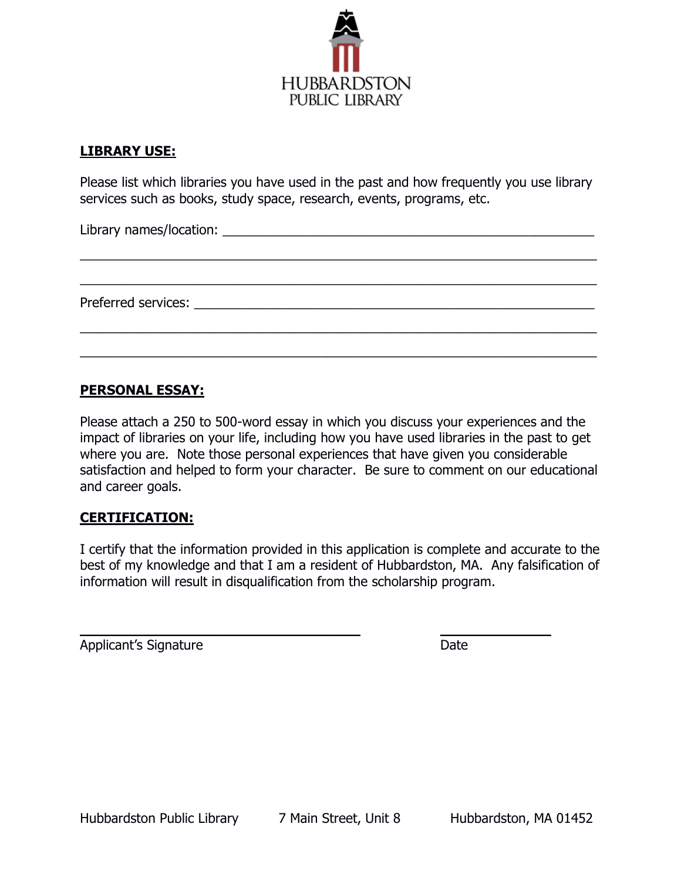HUBBARDSTON
PUBLIC LIBRARY

**LIBRARY USE:**

Please list which libraries you have used in the past and how frequently you use library services such as books, study space, research, events, programs, etc.

Library names/location: ___________________________________________________

___________________________________________________________________________

___________________________________________________________________________

Preferred services: _______________________________________________________

___________________________________________________________________________

___________________________________________________________________________

**PERSONAL ESSAY:**

Please attach a 250 to 500-word essay in which you discuss your experiences and the impact of libraries on your life, including how you have used libraries in the past to get where you are. Note those personal experiences that have given you considerable satisfaction and helped to form your character. Be sure to comment on our educational and career goals.

**CERTIFICATION:**

I certify that the information provided in this application is complete and accurate to the best of my knowledge and that I am a resident of Hubbardston, MA. Any falsification of information will result in disqualification from the scholarship program.

______________________________________ ______________

Applicant's Signature Date

Hubbardston Public Library 7 Main Street, Unit 8 Hubbardston, MA 01452